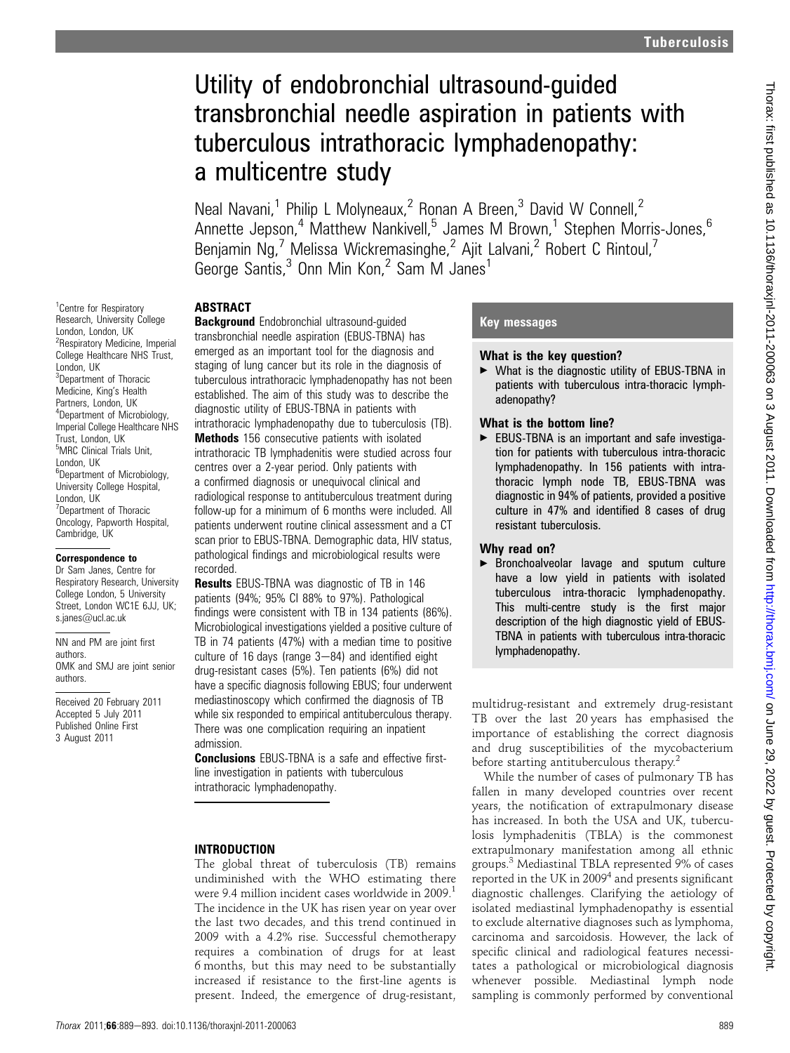# Utility of endobronchial ultrasound-guided transbronchial needle aspiration in patients with tuberculous intrathoracic lymphadenopathy: a multicentre study

Neal Navani,[1] Philip L Molyneaux,[2] Ronan A Breen,[3] David W Connell,[2] Annette Jepson,[4] Matthew Nankivell,[5] James M Brown,[1] Stephen Morris-Jones,[6] Benjamin Ng,[7] Melissa Wickremasinghe,[2] Ajit Lalvani,[2] Robert C Rintoul,[7] George Santis,[3] Onn Min Kon,[2] Sam M Janes[1]

[1]Centre for Respiratory Research, University College London, London, UK
[2]Respiratory Medicine, Imperial College Healthcare NHS Trust, London, UK
[3]Department of Thoracic Medicine, King's Health Partners, London, UK
[4]Department of Microbiology, Imperial College Healthcare NHS Trust, London, UK
[5]MRC Clinical Trials Unit, London, UK
[6]Department of Microbiology, University College Hospital, London, UK
[7]Department of Thoracic Oncology, Papworth Hospital, Cambridge, UK

**Correspondence to**
Dr Sam Janes, Centre for Respiratory Research, University College London, 5 University Street, London WC1E 6JJ, UK; s.janes@ucl.ac.uk

NN and PM are joint first authors.
OMK and SMJ are joint senior authors.

Received 20 February 2011
Accepted 5 July 2011
Published Online First 3 August 2011

## ABSTRACT

**Background** Endobronchial ultrasound-guided transbronchial needle aspiration (EBUS-TBNA) has emerged as an important tool for the diagnosis and staging of lung cancer but its role in the diagnosis of tuberculous intrathoracic lymphadenopathy has not been established. The aim of this study was to describe the diagnostic utility of EBUS-TBNA in patients with intrathoracic lymphadenopathy due to tuberculosis (TB).

**Methods** 156 consecutive patients with isolated intrathoracic TB lymphadenitis were studied across four centres over a 2-year period. Only patients with a confirmed diagnosis or unequivocal clinical and radiological response to antituberculous treatment during follow-up for a minimum of 6 months were included. All patients underwent routine clinical assessment and a CT scan prior to EBUS-TBNA. Demographic data, HIV status, pathological findings and microbiological results were recorded.

**Results** EBUS-TBNA was diagnostic of TB in 146 patients (94%; 95% CI 88% to 97%). Pathological findings were consistent with TB in 134 patients (86%). Microbiological investigations yielded a positive culture of TB in 74 patients (47%) with a median time to positive culture of 16 days (range 3–84) and identified eight drug-resistant cases (5%). Ten patients (6%) did not have a specific diagnosis following EBUS; four underwent mediastinoscopy which confirmed the diagnosis of TB while six responded to empirical antituberculous therapy. There was one complication requiring an inpatient admission.

**Conclusions** EBUS-TBNA is a safe and effective first-line investigation in patients with tuberculous intrathoracic lymphadenopathy.

## Key messages

### What is the key question?

- What is the diagnostic utility of EBUS-TBNA in patients with tuberculous intra-thoracic lymphadenopathy?

### What is the bottom line?

- EBUS-TBNA is an important and safe investigation for patients with tuberculous intra-thoracic lymphadenopathy. In 156 patients with intra-thoracic lymph node TB, EBUS-TBNA was diagnostic in 94% of patients, provided a positive culture in 47% and identified 8 cases of drug resistant tuberculosis.

### Why read on?

- Bronchoalveolar lavage and sputum culture have a low yield in patients with isolated tuberculous intra-thoracic lymphadenopathy. This multi-centre study is the first major description of the high diagnostic yield of EBUS-TBNA in patients with tuberculous intra-thoracic lymphadenopathy.

## INTRODUCTION

The global threat of tuberculosis (TB) remains undiminished with the WHO estimating there were 9.4 million incident cases worldwide in 2009.[1] The incidence in the UK has risen year on year over the last two decades, and this trend continued in 2009 with a 4.2% rise. Successful chemotherapy requires a combination of drugs for at least 6 months, but this may need to be substantially increased if resistance to the first-line agents is present. Indeed, the emergence of drug-resistant, multidrug-resistant and extremely drug-resistant TB over the last 20 years has emphasised the importance of establishing the correct diagnosis and drug susceptibilities of the mycobacterium before starting antituberculous therapy.[2]

While the number of cases of pulmonary TB has fallen in many developed countries over recent years, the notification of extrapulmonary disease has increased. In both the USA and UK, tuberculosis lymphadenitis (TBLA) is the commonest extrapulmonary manifestation among all ethnic groups.[3] Mediastinal TBLA represented 9% of cases reported in the UK in 2009[4] and presents significant diagnostic challenges. Clarifying the aetiology of isolated mediastinal lymphadenopathy is essential to exclude alternative diagnoses such as lymphoma, carcinoma and sarcoidosis. However, the lack of specific clinical and radiological features necessitates a pathological or microbiological diagnosis whenever possible. Mediastinal lymph node sampling is commonly performed by conventional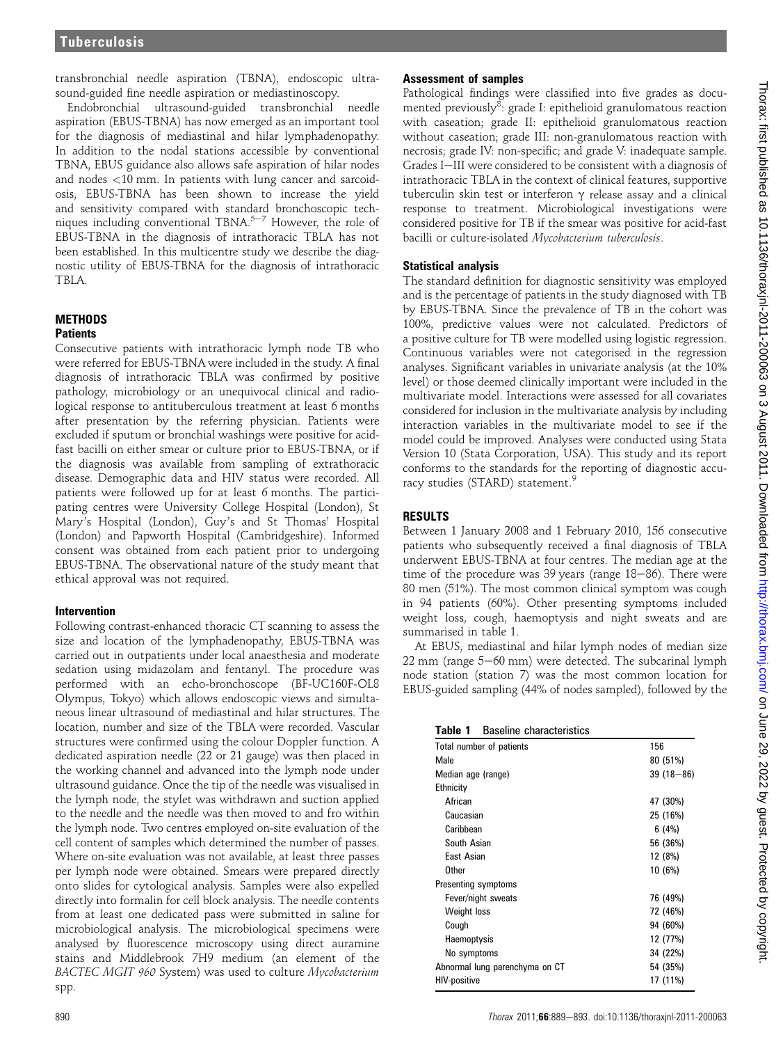transbronchial needle aspiration (TBNA), endoscopic ultrasound-guided fine needle aspiration or mediastinoscopy.

Endobronchial ultrasound-guided transbronchial needle aspiration (EBUS-TBNA) has now emerged as an important tool for the diagnosis of mediastinal and hilar lymphadenopathy. In addition to the nodal stations accessible by conventional TBNA, EBUS guidance also allows safe aspiration of hilar nodes and nodes <10 mm. In patients with lung cancer and sarcoidosis, EBUS-TBNA has been shown to increase the yield and sensitivity compared with standard bronchoscopic techniques including conventional TBNA.[5–7] However, the role of EBUS-TBNA in the diagnosis of intrathoracic TBLA has not been established. In this multicentre study we describe the diagnostic utility of EBUS-TBNA for the diagnosis of intrathoracic TBLA.

## METHODS

### Patients

Consecutive patients with intrathoracic lymph node TB who were referred for EBUS-TBNA were included in the study. A final diagnosis of intrathoracic TBLA was confirmed by positive pathology, microbiology or an unequivocal clinical and radiological response to antituberculous treatment at least 6 months after presentation by the referring physician. Patients were excluded if sputum or bronchial washings were positive for acid-fast bacilli on either smear or culture prior to EBUS-TBNA, or if the diagnosis was available from sampling of extrathoracic disease. Demographic data and HIV status were recorded. All patients were followed up for at least 6 months. The participating centres were University College Hospital (London), St Mary's Hospital (London), Guy's and St Thomas' Hospital (London) and Papworth Hospital (Cambridgeshire). Informed consent was obtained from each patient prior to undergoing EBUS-TBNA. The observational nature of the study meant that ethical approval was not required.

### Intervention

Following contrast-enhanced thoracic CT scanning to assess the size and location of the lymphadenopathy, EBUS-TBNA was carried out in outpatients under local anaesthesia and moderate sedation using midazolam and fentanyl. The procedure was performed with an echo-bronchoscope (BF-UC160F-OL8 Olympus, Tokyo) which allows endoscopic views and simultaneous linear ultrasound of mediastinal and hilar structures. The location, number and size of the TBLA were recorded. Vascular structures were confirmed using the colour Doppler function. A dedicated aspiration needle (22 or 21 gauge) was then placed in the working channel and advanced into the lymph node under ultrasound guidance. Once the tip of the needle was visualised in the lymph node, the stylet was withdrawn and suction applied to the needle and the needle was then moved to and fro within the lymph node. Two centres employed on-site evaluation of the cell content of samples which determined the number of passes. Where on-site evaluation was not available, at least three passes per lymph node were obtained. Smears were prepared directly onto slides for cytological analysis. Samples were also expelled directly into formalin for cell block analysis. The needle contents from at least one dedicated pass were submitted in saline for microbiological analysis. The microbiological specimens were analysed by fluorescence microscopy using direct auramine stains and Middlebrook 7H9 medium (an element of the *BACTEC MGIT 960* System) was used to culture *Mycobacterium* spp.

### Assessment of samples

Pathological findings were classified into five grades as documented previously[8]: grade I: epithelioid granulomatous reaction with caseation; grade II: epithelioid granulomatous reaction without caseation; grade III: non-granulomatous reaction with necrosis; grade IV: non-specific; and grade V: inadequate sample. Grades I–III were considered to be consistent with a diagnosis of intrathoracic TBLA in the context of clinical features, supportive tuberculin skin test or interferon γ release assay and a clinical response to treatment. Microbiological investigations were considered positive for TB if the smear was positive for acid-fast bacilli or culture-isolated *Mycobacterium tuberculosis*.

### Statistical analysis

The standard definition for diagnostic sensitivity was employed and is the percentage of patients in the study diagnosed with TB by EBUS-TBNA. Since the prevalence of TB in the cohort was 100%, predictive values were not calculated. Predictors of a positive culture for TB were modelled using logistic regression. Continuous variables were not categorised in the regression analyses. Significant variables in univariate analysis (at the 10% level) or those deemed clinically important were included in the multivariate model. Interactions were assessed for all covariates considered for inclusion in the multivariate analysis by including interaction variables in the multivariate model to see if the model could be improved. Analyses were conducted using Stata Version 10 (Stata Corporation, USA). This study and its report conforms to the standards for the reporting of diagnostic accuracy studies (STARD) statement.[9]

## RESULTS

Between 1 January 2008 and 1 February 2010, 156 consecutive patients who subsequently received a final diagnosis of TBLA underwent EBUS-TBNA at four centres. The median age at the time of the procedure was 39 years (range 18–86). There were 80 men (51%). The most common clinical symptom was cough in 94 patients (60%). Other presenting symptoms included weight loss, cough, haemoptysis and night sweats and are summarised in table 1.

At EBUS, mediastinal and hilar lymph nodes of median size 22 mm (range 5–60 mm) were detected. The subcarinal lymph node station (station 7) was the most common location for EBUS-guided sampling (44% of nodes sampled), followed by the

**Table 1** Baseline characteristics

| | |
|---|---|
| Total number of patients | 156 |
| Male | 80 (51%) |
| Median age (range) | 39 (18–86) |
| Ethnicity | |
| African | 47 (30%) |
| Caucasian | 25 (16%) |
| Caribbean | 6 (4%) |
| South Asian | 56 (36%) |
| East Asian | 12 (8%) |
| Other | 10 (6%) |
| Presenting symptoms | |
| Fever/night sweats | 76 (49%) |
| Weight loss | 72 (46%) |
| Cough | 94 (60%) |
| Haemoptysis | 12 (77%) |
| No symptoms | 34 (22%) |
| Abnormal lung parenchyma on CT | 54 (35%) |
| HIV-positive | 17 (11%) |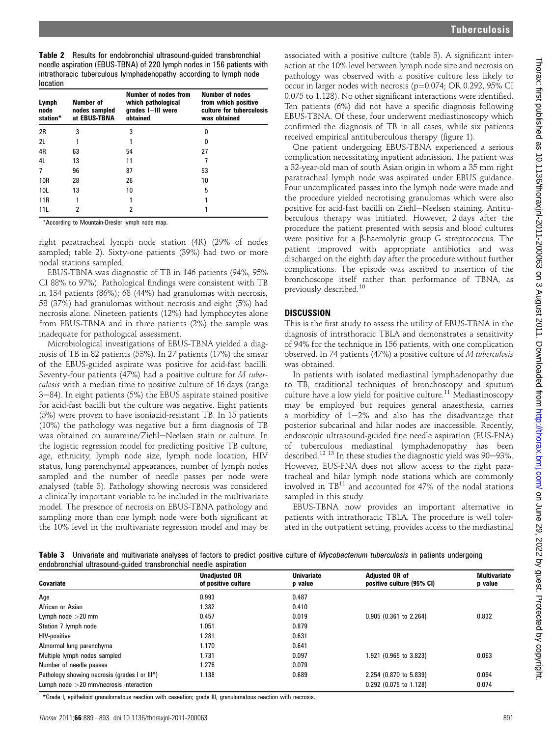**Table 2** Results for endobronchial ultrasound-guided transbronchial needle aspiration (EBUS-TBNA) of 220 lymph nodes in 156 patients with intrathoracic tuberculous lymphadenopathy according to lymph node location

| Lymph node station* | Number of nodes sampled at EBUS-TBNA | Number of nodes from which pathological grades I–III were obtained | Number of nodes from which positive culture for tuberculosis was obtained |
|---|---|---|---|
| 2R | 3 | 3 | 0 |
| 2L | 1 | 1 | 0 |
| 4R | 63 | 54 | 27 |
| 4L | 13 | 11 | 7 |
| 7 | 96 | 87 | 53 |
| 10R | 28 | 26 | 10 |
| 10L | 13 | 10 | 5 |
| 11R | 1 | 1 | 1 |
| 11L | 2 | 2 | 1 |

*According to Mountain-Dresler lymph node map.

right paratracheal lymph node station (4R) (29% of nodes sampled; table 2). Sixty-one patients (39%) had two or more nodal stations sampled.

EBUS-TBNA was diagnostic of TB in 146 patients (94%, 95% CI 88% to 97%). Pathological findings were consistent with TB in 134 patients (86%); 68 (44%) had granulomas with necrosis, 58 (37%) had granulomas without necrosis and eight (5%) had necrosis alone. Nineteen patients (12%) had lymphocytes alone from EBUS-TBNA and in three patients (2%) the sample was inadequate for pathological assessment.

Microbiological investigations of EBUS-TBNA yielded a diagnosis of TB in 82 patients (53%). In 27 patients (17%) the smear of the EBUS-guided aspirate was positive for acid-fast bacilli. Seventy-four patients (47%) had a positive culture for *M tuberculosis* with a median time to positive culture of 16 days (range 3–84). In eight patients (5%) the EBUS aspirate stained positive for acid-fast bacilli but the culture was negative. Eight patients (5%) were proven to have isoniazid-resistant TB. In 15 patients (10%) the pathology was negative but a firm diagnosis of TB was obtained on auramine/Ziehl–Neelsen stain or culture. In the logistic regression model for predicting positive TB culture, age, ethnicity, lymph node size, lymph node location, HIV status, lung parenchymal appearances, number of lymph nodes sampled and the number of needle passes per node were analysed (table 3). Pathology showing necrosis was considered a clinically important variable to be included in the multivariate model. The presence of necrosis on EBUS-TBNA pathology and sampling more than one lymph node were both significant at the 10% level in the multivariate regression model and may be associated with a positive culture (table 3). A significant interaction at the 10% level between lymph node size and necrosis on pathology was observed with a positive culture less likely to occur in larger nodes with necrosis (p=0.074; OR 0.292, 95% CI 0.075 to 1.128). No other significant interactions were identified. Ten patients (6%) did not have a specific diagnosis following EBUS-TBNA. Of these, four underwent mediastinoscopy which confirmed the diagnosis of TB in all cases, while six patients received empirical antituberculous therapy (figure 1).

One patient undergoing EBUS-TBNA experienced a serious complication necessitating inpatient admission. The patient was a 32-year-old man of south Asian origin in whom a 35 mm right paratracheal lymph node was aspirated under EBUS guidance. Four uncomplicated passes into the lymph node were made and the procedure yielded necrotising granulomas which were also positive for acid-fast bacilli on Ziehl–Neelsen staining. Antituberculous therapy was initiated. However, 2 days after the procedure the patient presented with sepsis and blood cultures were positive for a β-haemolytic group G streptococcus. The patient improved with appropriate antibiotics and was discharged on the eighth day after the procedure without further complications. The episode was ascribed to insertion of the bronchoscope itself rather than performance of TBNA, as previously described.[10]

## DISCUSSION

This is the first study to assess the utility of EBUS-TBNA in the diagnosis of intrathoracic TBLA and demonstrates a sensitivity of 94% for the technique in 156 patients, with one complication observed. In 74 patients (47%) a positive culture of *M tuberculosis* was obtained.

In patients with isolated mediastinal lymphadenopathy due to TB, traditional techniques of bronchoscopy and sputum culture have a low yield for positive culture.[11] Mediastinoscopy may be employed but requires general anaesthesia, carries a morbidity of 1–2% and also has the disadvantage that posterior subcarinal and hilar nodes are inaccessible. Recently, endoscopic ultrasound-guided fine needle aspiration (EUS-FNA) of tuberculous mediastinal lymphadenopathy has been described.[12 13] In these studies the diagnostic yield was 90–93%. However, EUS-FNA does not allow access to the right paratracheal and hilar lymph node stations which are commonly involved in TB[11] and accounted for 47% of the nodal stations sampled in this study.

EBUS-TBNA now provides an important alternative in patients with intrathoracic TBLA. The procedure is well tolerated in the outpatient setting, provides access to the mediastinal

**Table 3** Univariate and multivariate analyses of factors to predict positive culture of *Mycobacterium tuberculosis* in patients undergoing endobronchial ultrasound-guided transbronchial needle aspiration

| Covariate | Unadjusted OR of positive culture | Univariate p value | Adjusted OR of positive culture (95% CI) | Multivariate p value |
|---|---|---|---|---|
| Age | 0.993 | 0.487 | | |
| African or Asian | 1.382 | 0.410 | | |
| Lymph node >20 mm | 0.457 | 0.019 | 0.905 (0.361 to 2.264) | 0.832 |
| Station 7 lymph node | 1.051 | 0.879 | | |
| HIV-positive | 1.281 | 0.631 | | |
| Abnormal lung parenchyma | 1.170 | 0.641 | | |
| Multiple lymph nodes sampled | 1.731 | 0.097 | 1.921 (0.965 to 3.823) | 0.063 |
| Number of needle passes | 1.276 | 0.079 | | |
| Pathology showing necrosis (grades I or III*) | 1.138 | 0.689 | 2.254 (0.870 to 5.839) | 0.094 |
| Lumph node >20 mm/necrosis interaction | | | 0.292 (0.075 to 1.128) | 0.074 |

*Grade I, epithelioid granulomatous reaction with caseation; grade III, granulomatous reaction with necrosis.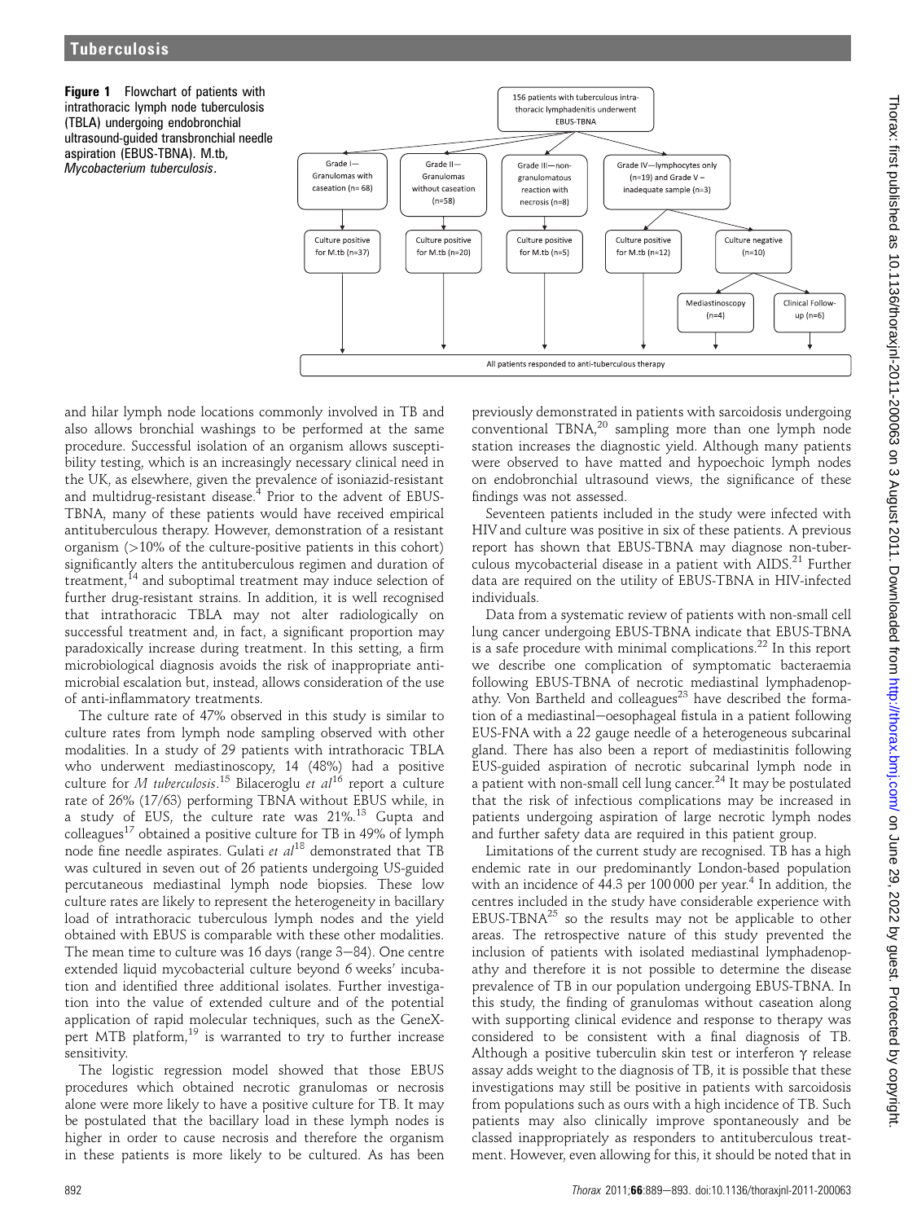**Figure 1** Flowchart of patients with intrathoracic lymph node tuberculosis (TBLA) undergoing endobronchial ultrasound-guided transbronchial needle aspiration (EBUS-TBNA). M.tb, *Mycobacterium tuberculosis*.

156 patients with tuberculous intra-thoracic lymphadenitis underwent EBUS-TBNA

- Grade I—Granulomas with caseation (n= 68) → Culture positive for M.tb (n=37)
- Grade II—Granulomas without caseation (n=58) → Culture positive for M.tb (n=20)
- Grade III—non-granulomatous reaction with necrosis (n=8) → Culture positive for M.tb (n=5)
- Grade IV—lymphocytes only (n=19) and Grade V – inadequate sample (n=3) → Culture positive for M.tb (n=12); Culture negative (n=10) → Mediastinoscopy (n=4); Clinical Follow-up (n=6)

All patients responded to anti-tuberculous therapy

and hilar lymph node locations commonly involved in TB and also allows bronchial washings to be performed at the same procedure. Successful isolation of an organism allows susceptibility testing, which is an increasingly necessary clinical need in the UK, as elsewhere, given the prevalence of isoniazid-resistant and multidrug-resistant disease.[4] Prior to the advent of EBUS-TBNA, many of these patients would have received empirical antituberculous therapy. However, demonstration of a resistant organism (>10% of the culture-positive patients in this cohort) significantly alters the antituberculous regimen and duration of treatment,[14] and suboptimal treatment may induce selection of further drug-resistant strains. In addition, it is well recognised that intrathoracic TBLA may not alter radiologically on successful treatment and, in fact, a significant proportion may paradoxically increase during treatment. In this setting, a firm microbiological diagnosis avoids the risk of inappropriate antimicrobial escalation but, instead, allows consideration of the use of anti-inflammatory treatments.

The culture rate of 47% observed in this study is similar to culture rates from lymph node sampling observed with other modalities. In a study of 29 patients with intrathoracic TBLA who underwent mediastinoscopy, 14 (48%) had a positive culture for *M tuberculosis*.[15] Bilaceroglu *et al*[16] report a culture rate of 26% (17/63) performing TBNA without EBUS while, in a study of EUS, the culture rate was 21%.[13] Gupta and colleagues[17] obtained a positive culture for TB in 49% of lymph node fine needle aspirates. Gulati *et al*[18] demonstrated that TB was cultured in seven out of 26 patients undergoing US-guided percutaneous mediastinal lymph node biopsies. These low culture rates are likely to represent the heterogeneity in bacillary load of intrathoracic tuberculous lymph nodes and the yield obtained with EBUS is comparable with these other modalities. The mean time to culture was 16 days (range 3–84). One centre extended liquid mycobacterial culture beyond 6 weeks' incubation and identified three additional isolates. Further investigation into the value of extended culture and of the potential application of rapid molecular techniques, such as the GeneXpert MTB platform,[19] is warranted to try to further increase sensitivity.

The logistic regression model showed that those EBUS procedures which obtained necrotic granulomas or necrosis alone were more likely to have a positive culture for TB. It may be postulated that the bacillary load in these lymph nodes is higher in order to cause necrosis and therefore the organism in these patients is more likely to be cultured. As has been previously demonstrated in patients with sarcoidosis undergoing conventional TBNA,[20] sampling more than one lymph node station increases the diagnostic yield. Although many patients were observed to have matted and hypoechoic lymph nodes on endobronchial ultrasound views, the significance of these findings was not assessed.

Seventeen patients included in the study were infected with HIV and culture was positive in six of these patients. A previous report has shown that EBUS-TBNA may diagnose non-tuberculous mycobacterial disease in a patient with AIDS.[21] Further data are required on the utility of EBUS-TBNA in HIV-infected individuals.

Data from a systematic review of patients with non-small cell lung cancer undergoing EBUS-TBNA indicate that EBUS-TBNA is a safe procedure with minimal complications.[22] In this report we describe one complication of symptomatic bacteraemia following EBUS-TBNA of necrotic mediastinal lymphadenopathy. Von Bartheld and colleagues[23] have described the formation of a mediastinal–oesophageal fistula in a patient following EUS-FNA with a 22 gauge needle of a heterogeneous subcarinal gland. There has also been a report of mediastinitis following EUS-guided aspiration of necrotic subcarinal lymph node in a patient with non-small cell lung cancer.[24] It may be postulated that the risk of infectious complications may be increased in patients undergoing aspiration of large necrotic lymph nodes and further safety data are required in this patient group.

Limitations of the current study are recognised. TB has a high endemic rate in our predominantly London-based population with an incidence of 44.3 per 100 000 per year.[4] In addition, the centres included in the study have considerable experience with EBUS-TBNA[25] so the results may not be applicable to other areas. The retrospective nature of this study prevented the inclusion of patients with isolated mediastinal lymphadenopathy and therefore it is not possible to determine the disease prevalence of TB in our population undergoing EBUS-TBNA. In this study, the finding of granulomas without caseation along with supporting clinical evidence and response to therapy was considered to be consistent with a final diagnosis of TB. Although a positive tuberculin skin test or interferon $\gamma$ release assay adds weight to the diagnosis of TB, it is possible that these investigations may still be positive in patients with sarcoidosis from populations such as ours with a high incidence of TB. Such patients may also clinically improve spontaneously and be classed inappropriately as responders to antituberculous treatment. However, even allowing for this, it should be noted that in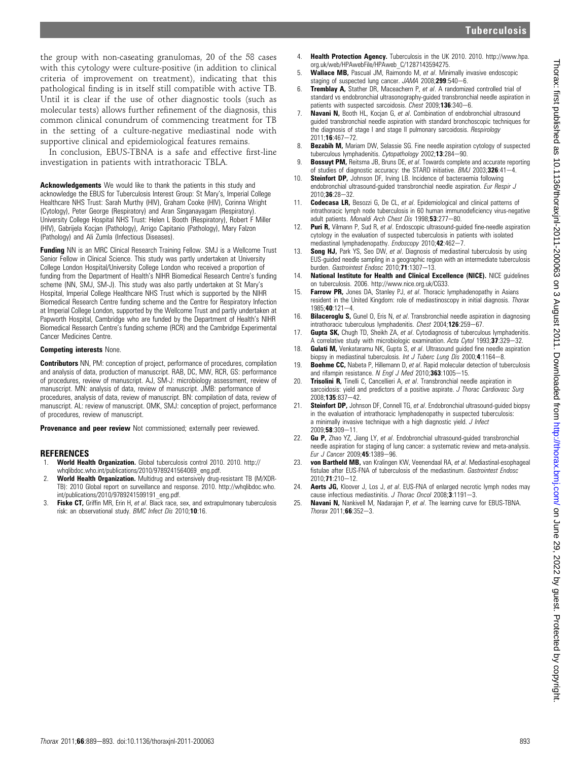the group with non-caseating granulomas, 20 of the 58 cases with this cytology were culture-positive (in addition to clinical criteria of improvement on treatment), indicating that this pathological finding is in itself still compatible with active TB. Until it is clear if the use of other diagnostic tools (such as molecular tests) allows further refinement of the diagnosis, this common clinical conundrum of commencing treatment for TB in the setting of a culture-negative mediastinal node with supportive clinical and epidemiological features remains.

In conclusion, EBUS-TBNA is a safe and effective first-line investigation in patients with intrathoracic TBLA.

**Acknowledgements** We would like to thank the patients in this study and acknowledge the EBUS for Tuberculosis Interest Group: St Mary's, Imperial College Healthcare NHS Trust: Sarah Murthy (HIV), Graham Cooke (HIV), Corinna Wright (Cytology), Peter George (Respiratory) and Aran Singanayagam (Respiratory). University College Hospital NHS Trust: Helen L Booth (Respiratory), Robert F Miller (HIV), Gabrijela Kocjan (Pathology), Arrigo Capitanio (Pathology), Mary Falzon (Pathology) and Ali Zumla (Infectious Diseases).

**Funding** NN is an MRC Clinical Research Training Fellow. SMJ is a Wellcome Trust Senior Fellow in Clinical Science. This study was partly undertaken at University College London Hospital/University College London who received a proportion of funding from the Department of Health's NIHR Biomedical Research Centre's funding scheme (NN, SMJ, SM-J). This study was also partly undertaken at St Mary's Hospital, Imperial College Healthcare NHS Trust which is supported by the NIHR Biomedical Research Centre funding scheme and the Centre for Respiratory Infection at Imperial College London, supported by the Wellcome Trust and partly undertaken at Papworth Hospital, Cambridge who are funded by the Department of Health's NIHR Biomedical Research Centre's funding scheme (RCR) and the Cambridge Experimental Cancer Medicines Centre.

**Competing interests** None.

**Contributors** NN, PM: conception of project, performance of procedures, compilation and analysis of data, production of manuscript. RAB, DC, MW, RCR, GS: performance of procedures, review of manuscript. AJ, SM-J: microbiology assessment, review of manuscript. MN: analysis of data, review of manuscript. JMB: performance of procedures, analysis of data, review of manuscript. BN: compilation of data, review of manuscript. AL: review of manuscript. OMK, SMJ: conception of project, performance of procedures, review of manuscript.

**Provenance and peer review** Not commissioned; externally peer reviewed.

## REFERENCES

1. **World Health Organization.** Global tuberculosis control 2010. 2010. http://whqlibdoc.who.int/publications/2010/9789241564069_eng.pdf.
2. **World Health Organization.** Multidrug and extensively drug-resistant TB (M/XDR-TB): 2010 Global report on surveillance and response. 2010. http://whqlibdoc.who.int/publications/2010/9789241599191_eng.pdf.
3. **Fiske CT,** Griffin MR, Erin H, *et al*. Black race, sex, and extrapulmonary tuberculosis risk: an observational study. *BMC Infect Dis* 2010;**10**:16.
4. **Health Protection Agency.** Tuberculosis in the UK 2010. 2010. http://www.hpa.org.uk/web/HPAwebFile/HPAweb_C/1287143594275.
5. **Wallace MB,** Pascual JM, Raimondo M, *et al*. Minimally invasive endoscopic staging of suspected lung cancer. *JAMA* 2008;**299**:540–6.
6. **Tremblay A,** Stather DR, Maceachern P, *et al*. A randomized controlled trial of standard vs endobronchial ultrasonography-guided transbronchial needle aspiration in patients with suspected sarcoidosis. *Chest* 2009;**136**:340–6.
7. **Navani N,** Booth HL, Kocjan G, *et al*. Combination of endobronchial ultrasound guided transbronchial needle aspiration with standard bronchoscopic techniques for the diagnosis of stage I and stage II pulmonary sarcoidosis. *Respirology* 2011;**16**:467–72.
8. **Bezabih M,** Mariam DW, Selassie SG. Fine needle aspiration cytology of suspected tuberculous lymphadenitis. *Cytopathology* 2002;**13**:284–90.
9. **Bossuyt PM,** Reitsma JB, Bruns DE, *et al*. Towards complete and accurate reporting of studies of diagnostic accuracy: the STARD initiative. *BMJ* 2003;**326**:41–4.
10. **Steinfort DP,** Johnson DF, Irving LB. Incidence of bacteraemia following endobronchial ultrasound-guided transbronchial needle aspiration. *Eur Respir J* 2010;**36**:28–32.
11. **Codecasa LR,** Besozzi G, De CL, *et al*. Epidemiological and clinical patterns of intrathoracic lymph node tuberculosis in 60 human immunodeficiency virus-negative adult patients. *Monaldi Arch Chest Dis* 1998;**53**:277–80.
12. **Puri R,** Vilmann P, Sud R, *et al*. Endoscopic ultrasound-guided fine-needle aspiration cytology in the evaluation of suspected tuberculosis in patients with isolated mediastinal lymphadenopathy. *Endoscopy* 2010;**42**:462–7.
13. **Song HJ,** Park YS, Seo DW, *et al*. Diagnosis of mediastinal tuberculosis by using EUS-guided needle sampling in a geographic region with an intermediate tuberculosis burden. *Gastrointest Endosc* 2010;**71**:1307–13.
14. **National Institute for Health and Clinical Excellence (NICE).** NICE guidelines on tuberculosis. 2006. http://www.nice.org.uk/CG33.
15. **Farrow PR,** Jones DA, Stanley PJ, *et al*. Thoracic lymphadenopathy in Asians resident in the United Kingdom: role of mediastinoscopy in initial diagnosis. *Thorax* 1985;**40**:121–4.
16. **Bilaceroglu S,** Gunel O, Eris N, *et al*. Transbronchial needle aspiration in diagnosing intrathoracic tuberculous lymphadenitis. *Chest* 2004;**126**:259–67.
17. **Gupta SK,** Chugh TD, Sheikh ZA, *et al*. Cytodiagnosis of tuberculous lymphadenitis. A correlative study with microbiologic examination. *Acta Cytol* 1993;**37**:329–32.
18. **Gulati M,** Venkataramu NK, Gupta S, *et al*. Ultrasound guided fine needle aspiration biopsy in mediastinal tuberculosis. *Int J Tuberc Lung Dis* 2000;**4**:1164–8.
19. **Boehme CC,** Nabeta P, Hillemann D, *et al*. Rapid molecular detection of tuberculosis and rifampin resistance. *N Engl J Med* 2010;**363**:1005–15.
20. **Trisolini R,** Tinelli C, Cancellieri A, *et al*. Transbronchial needle aspiration in sarcoidosis: yield and predictors of a positive aspirate. *J Thorac Cardiovasc Surg* 2008;**135**:837–42.
21. **Steinfort DP,** Johnson DF, Connell TG, *et al*. Endobronchial ultrasound-guided biopsy in the evaluation of intrathoracic lymphadenopathy in suspected tuberculosis: a minimally invasive technique with a high diagnostic yield. *J Infect* 2009;**58**:309–11.
22. **Gu P,** Zhao YZ, Jiang LY, *et al*. Endobronchial ultrasound-guided transbronchial needle aspiration for staging of lung cancer: a systematic review and meta-analysis. *Eur J Cancer* 2009;**45**:1389–96.
23. **von Bartheld MB,** van Kralingen KW, Veenendaal RA, *et al*. Mediastinal-esophageal fistulae after EUS-FNA of tuberculosis of the mediastinum. *Gastrointest Endosc* 2010;**71**:210–12.
24. **Aerts JG,** Kloover J, Los J, *et al*. EUS-FNA of enlarged necrotic lymph nodes may cause infectious mediastinitis. *J Thorac Oncol* 2008;**3**:1191–3.
25. **Navani N,** Nankivell M, Nadarajan P, *et al*. The learning curve for EBUS-TBNA. *Thorax* 2011;**66**:352–3.